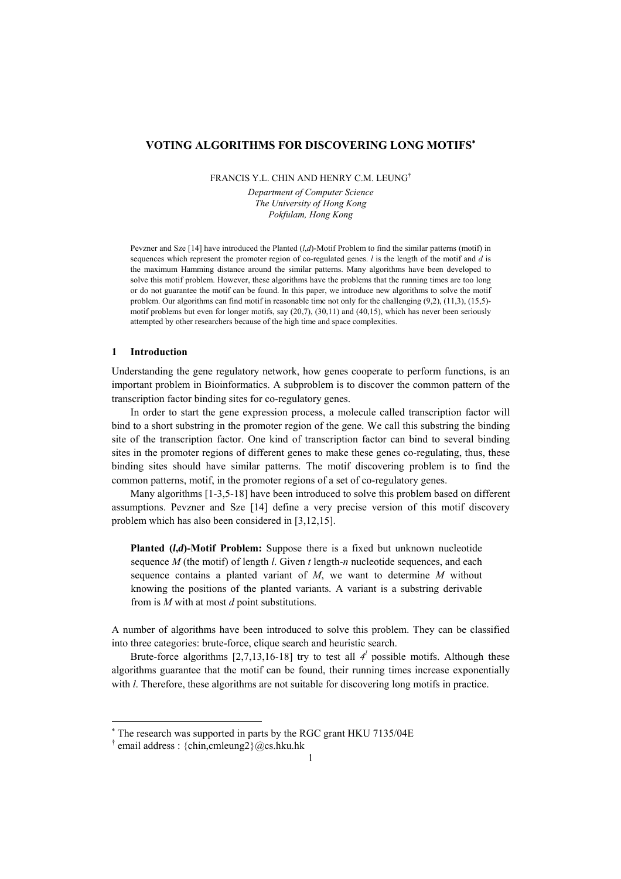# VOTING ALGORITHMS FOR DISCOVERING LONG MOTIFS*

FRANCIS Y.L. CHIN AND HENRY C.M. LEUNG†

*Department of Computer Science*
*The University of Hong Kong*
*Pokfulam, Hong Kong*

Pevzner and Sze [14] have introduced the Planted ($l$,$d$)-Motif Problem to find the similar patterns (motif) in sequences which represent the promoter region of co-regulated genes. $l$ is the length of the motif and $d$ is the maximum Hamming distance around the similar patterns. Many algorithms have been developed to solve this motif problem. However, these algorithms have the problems that the running times are too long or do not guarantee the motif can be found. In this paper, we introduce new algorithms to solve the motif problem. Our algorithms can find motif in reasonable time not only for the challenging (9,2), (11,3), (15,5)-motif problems but even for longer motifs, say (20,7), (30,11) and (40,15), which has never been seriously attempted by other researchers because of the high time and space complexities.

## 1 Introduction

Understanding the gene regulatory network, how genes cooperate to perform functions, is an important problem in Bioinformatics. A subproblem is to discover the common pattern of the transcription factor binding sites for co-regulatory genes.

In order to start the gene expression process, a molecule called transcription factor will bind to a short substring in the promoter region of the gene. We call this substring the binding site of the transcription factor. One kind of transcription factor can bind to several binding sites in the promoter regions of different genes to make these genes co-regulating, thus, these binding sites should have similar patterns. The motif discovering problem is to find the common patterns, motif, in the promoter regions of a set of co-regulatory genes.

Many algorithms [1-3,5-18] have been introduced to solve this problem based on different assumptions. Pevzner and Sze [14] define a very precise version of this motif discovery problem which has also been considered in [3,12,15].

> **Planted ($l$,$d$)-Motif Problem:** Suppose there is a fixed but unknown nucleotide sequence $M$ (the motif) of length $l$. Given $t$ length-$n$ nucleotide sequences, and each sequence contains a planted variant of $M$, we want to determine $M$ without knowing the positions of the planted variants. A variant is a substring derivable from is $M$ with at most $d$ point substitutions.

A number of algorithms have been introduced to solve this problem. They can be classified into three categories: brute-force, clique search and heuristic search.

Brute-force algorithms [2,7,13,16-18] try to test all $4^l$ possible motifs. Although these algorithms guarantee that the motif can be found, their running times increase exponentially with $l$. Therefore, these algorithms are not suitable for discovering long motifs in practice.

* The research was supported in parts by the RGC grant HKU 7135/04E

† email address : {chin,cmleung2}@cs.hku.hk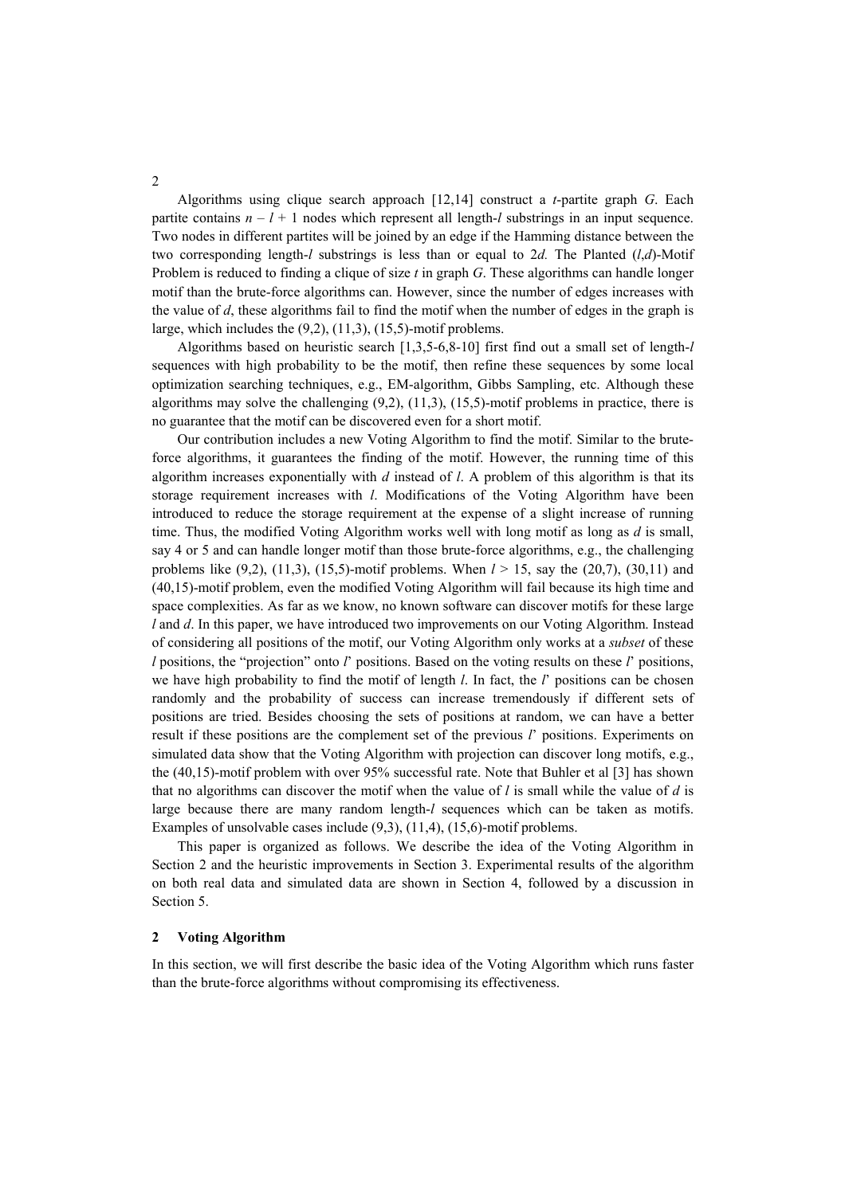Algorithms using clique search approach [12,14] construct a $t$-partite graph $G$. Each partite contains $n - l + 1$ nodes which represent all length-$l$ substrings in an input sequence. Two nodes in different partites will be joined by an edge if the Hamming distance between the two corresponding length-$l$ substrings is less than or equal to $2d$. The Planted $(l,d)$-Motif Problem is reduced to finding a clique of size $t$ in graph $G$. These algorithms can handle longer motif than the brute-force algorithms can. However, since the number of edges increases with the value of $d$, these algorithms fail to find the motif when the number of edges in the graph is large, which includes the (9,2), (11,3), (15,5)-motif problems.

Algorithms based on heuristic search [1,3,5-6,8-10] first find out a small set of length-$l$ sequences with high probability to be the motif, then refine these sequences by some local optimization searching techniques, e.g., EM-algorithm, Gibbs Sampling, etc. Although these algorithms may solve the challenging (9,2), (11,3), (15,5)-motif problems in practice, there is no guarantee that the motif can be discovered even for a short motif.

Our contribution includes a new Voting Algorithm to find the motif. Similar to the brute-force algorithms, it guarantees the finding of the motif. However, the running time of this algorithm increases exponentially with $d$ instead of $l$. A problem of this algorithm is that its storage requirement increases with $l$. Modifications of the Voting Algorithm have been introduced to reduce the storage requirement at the expense of a slight increase of running time. Thus, the modified Voting Algorithm works well with long motif as long as $d$ is small, say 4 or 5 and can handle longer motif than those brute-force algorithms, e.g., the challenging problems like (9,2), (11,3), (15,5)-motif problems. When $l > 15$, say the (20,7), (30,11) and (40,15)-motif problem, even the modified Voting Algorithm will fail because its high time and space complexities. As far as we know, no known software can discover motifs for these large $l$ and $d$. In this paper, we have introduced two improvements on our Voting Algorithm. Instead of considering all positions of the motif, our Voting Algorithm only works at a *subset* of these $l$ positions, the "projection" onto $l'$ positions. Based on the voting results on these $l'$ positions, we have high probability to find the motif of length $l$. In fact, the $l'$ positions can be chosen randomly and the probability of success can increase tremendously if different sets of positions are tried. Besides choosing the sets of positions at random, we can have a better result if these positions are the complement set of the previous $l'$ positions. Experiments on simulated data show that the Voting Algorithm with projection can discover long motifs, e.g., the (40,15)-motif problem with over 95% successful rate. Note that Buhler et al [3] has shown that no algorithms can discover the motif when the value of $l$ is small while the value of $d$ is large because there are many random length-$l$ sequences which can be taken as motifs. Examples of unsolvable cases include (9,3), (11,4), (15,6)-motif problems.

This paper is organized as follows. We describe the idea of the Voting Algorithm in Section 2 and the heuristic improvements in Section 3. Experimental results of the algorithm on both real data and simulated data are shown in Section 4, followed by a discussion in Section 5.

## 2 Voting Algorithm

In this section, we will first describe the basic idea of the Voting Algorithm which runs faster than the brute-force algorithms without compromising its effectiveness.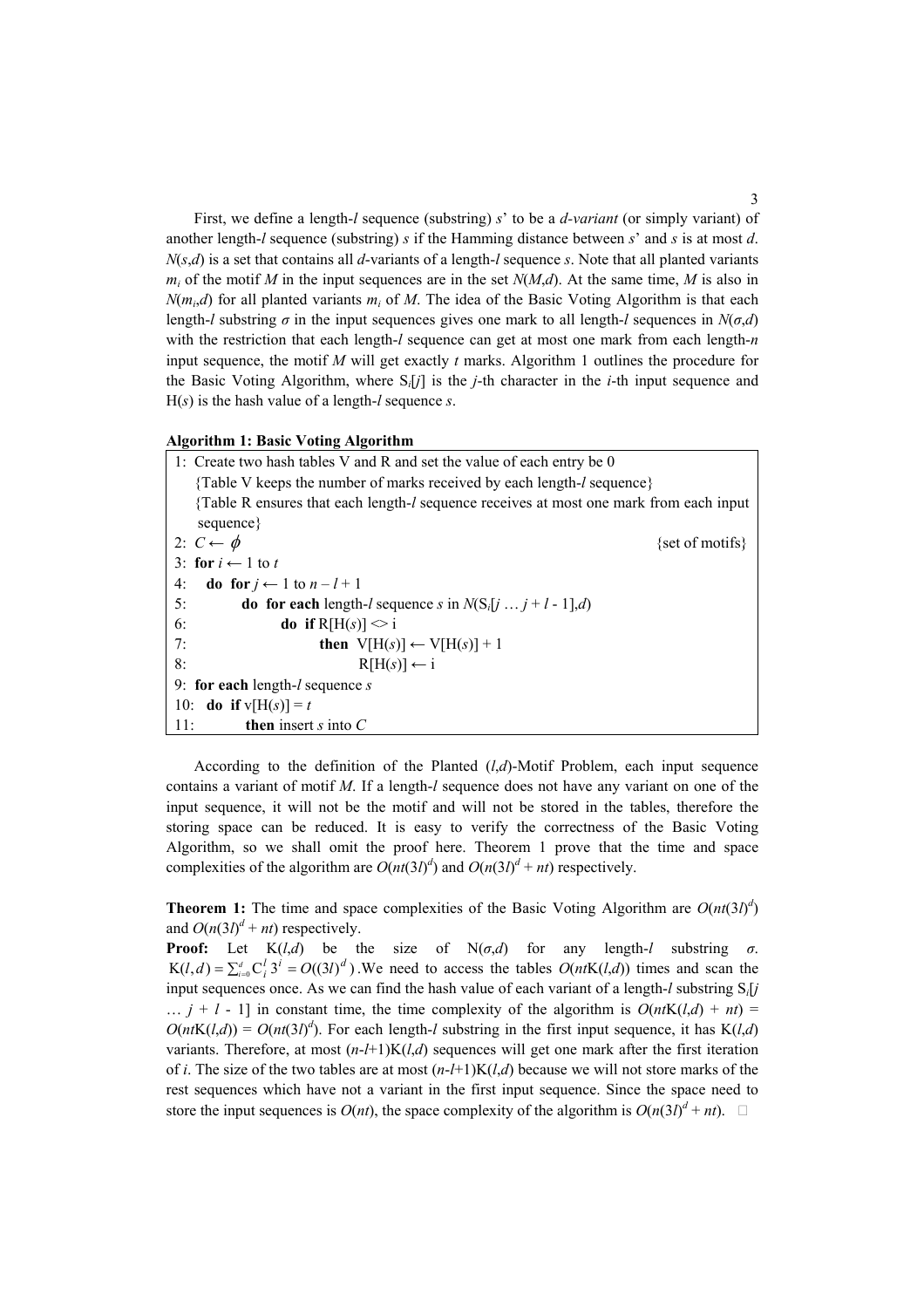First, we define a length-$l$ sequence (substring) $s'$ to be a *d-variant* (or simply variant) of another length-$l$ sequence (substring) $s$ if the Hamming distance between $s'$ and $s$ is at most $d$. $N(s,d)$ is a set that contains all $d$-variants of a length-$l$ sequence $s$. Note that all planted variants $m_i$ of the motif $M$ in the input sequences are in the set $N(M,d)$. At the same time, $M$ is also in $N(m_i,d)$ for all planted variants $m_i$ of $M$. The idea of the Basic Voting Algorithm is that each length-$l$ substring $\sigma$ in the input sequences gives one mark to all length-$l$ sequences in $N(\sigma,d)$ with the restriction that each length-$l$ sequence can get at most one mark from each length-$n$ input sequence, the motif $M$ will get exactly $t$ marks. Algorithm 1 outlines the procedure for the Basic Voting Algorithm, where $S_i[j]$ is the $j$-th character in the $i$-th input sequence and $H(s)$ is the hash value of a length-$l$ sequence $s$.

**Algorithm 1: Basic Voting Algorithm**

```
1:  Create two hash tables V and R and set the value of each entry be 0
    {Table V keeps the number of marks received by each length-l sequence}
    {Table R ensures that each length-l sequence receives at most one mark from each input
    sequence}
2:  C ← ϕ                                                              {set of motifs}
3:  for i ← 1 to t
4:     do for j ← 1 to n – l + 1
5:           do for each length-l sequence s in N(S_i[j … j + l - 1],d)
6:                 do if R[H(s)] <> i
7:                       then V[H(s)] ← V[H(s)] + 1
8:                            R[H(s)] ← i
9:  for each length-l sequence s
10:    do if v[H(s)] = t
11:          then insert s into C
```

According to the definition of the Planted $(l,d)$-Motif Problem, each input sequence contains a variant of motif $M$. If a length-$l$ sequence does not have any variant on one of the input sequence, it will not be the motif and will not be stored in the tables, therefore the storing space can be reduced. It is easy to verify the correctness of the Basic Voting Algorithm, so we shall omit the proof here. Theorem 1 prove that the time and space complexities of the algorithm are $O(nt(3l)^d)$ and $O(n(3l)^d + nt)$ respectively.

**Theorem 1:** The time and space complexities of the Basic Voting Algorithm are $O(nt(3l)^d)$ and $O(n(3l)^d + nt)$ respectively.

**Proof:** Let $K(l,d)$ be the size of $N(\sigma,d)$ for any length-$l$ substring $\sigma$. $K(l,d) = \sum_{i=0}^{d} C_i^l 3^i = O((3l)^d)$. We need to access the tables $O(ntK(l,d))$ times and scan the input sequences once. As we can find the hash value of each variant of a length-$l$ substring $S_i[j \ldots j + l - 1]$ in constant time, the time complexity of the algorithm is $O(ntK(l,d) + nt) = O(ntK(l,d)) = O(nt(3l)^d)$. For each length-$l$ substring in the first input sequence, it has $K(l,d)$ variants. Therefore, at most $(n-l+1)K(l,d)$ sequences will get one mark after the first iteration of $i$. The size of the two tables are at most $(n-l+1)K(l,d)$ because we will not store marks of the rest sequences which have not a variant in the first input sequence. Since the space need to store the input sequences is $O(nt)$, the space complexity of the algorithm is $O(n(3l)^d + nt)$. □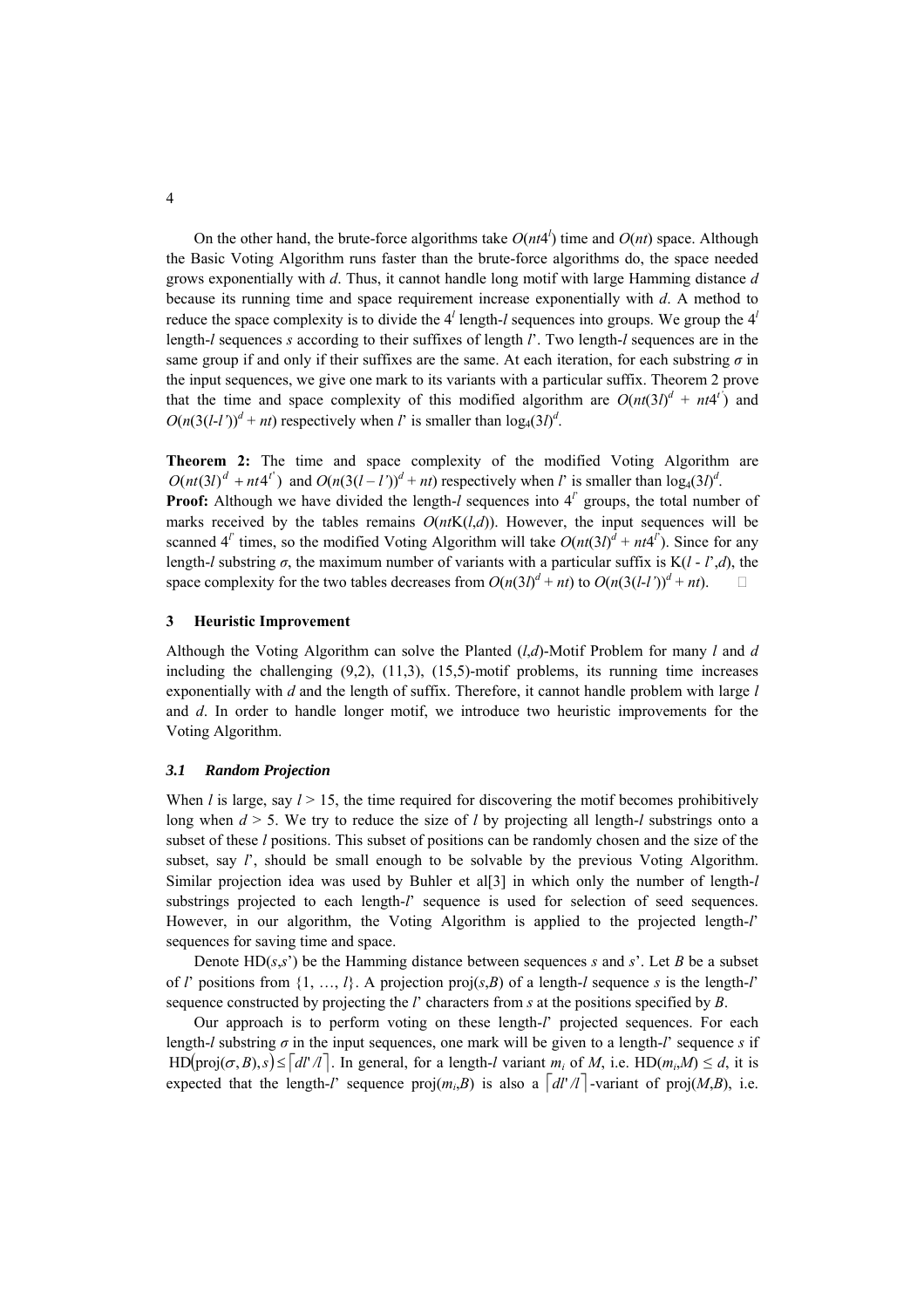On the other hand, the brute-force algorithms take $O(nt4^l)$ time and $O(nt)$ space. Although the Basic Voting Algorithm runs faster than the brute-force algorithms do, the space needed grows exponentially with $d$. Thus, it cannot handle long motif with large Hamming distance $d$ because its running time and space requirement increase exponentially with $d$. A method to reduce the space complexity is to divide the $4^l$ length-$l$ sequences into groups. We group the $4^l$ length-$l$ sequences $s$ according to their suffixes of length $l'$. Two length-$l$ sequences are in the same group if and only if their suffixes are the same. At each iteration, for each substring $\sigma$ in the input sequences, we give one mark to its variants with a particular suffix. Theorem 2 prove that the time and space complexity of this modified algorithm are $O(nt(3l)^d + nt4^{l'})$ and $O(n(3(l\text{-}l'))^d + nt)$ respectively when $l'$ is smaller than $\log_4(3l)^d$.

**Theorem 2:** The time and space complexity of the modified Voting Algorithm are $O(nt(3l)^d + nt4^{l'})$ and $O(n(3(l - l'))^d + nt)$ respectively when $l'$ is smaller than $\log_4(3l)^d$.

**Proof:** Although we have divided the length-$l$ sequences into $4^{l'}$ groups, the total number of marks received by the tables remains $O(nt\text{K}(l,d))$. However, the input sequences will be scanned $4^{l'}$ times, so the modified Voting Algorithm will take $O(nt(3l)^d + nt4^{l'})$. Since for any length-$l$ substring $\sigma$, the maximum number of variants with a particular suffix is $\text{K}(l - l',d)$, the space complexity for the two tables decreases from $O(n(3l)^d + nt)$ to $O(n(3(l\text{-}l'))^d + nt)$. □

## 3 Heuristic Improvement

Although the Voting Algorithm can solve the Planted $(l,d)$-Motif Problem for many $l$ and $d$ including the challenging (9,2), (11,3), (15,5)-motif problems, its running time increases exponentially with $d$ and the length of suffix. Therefore, it cannot handle problem with large $l$ and $d$. In order to handle longer motif, we introduce two heuristic improvements for the Voting Algorithm.

### 3.1 Random Projection

When $l$ is large, say $l > 15$, the time required for discovering the motif becomes prohibitively long when $d > 5$. We try to reduce the size of $l$ by projecting all length-$l$ substrings onto a subset of these $l$ positions. This subset of positions can be randomly chosen and the size of the subset, say $l'$, should be small enough to be solvable by the previous Voting Algorithm. Similar projection idea was used by Buhler et al[3] in which only the number of length-$l$ substrings projected to each length-$l'$ sequence is used for selection of seed sequences. However, in our algorithm, the Voting Algorithm is applied to the projected length-$l'$ sequences for saving time and space.

Denote $\text{HD}(s,s')$ be the Hamming distance between sequences $s$ and $s'$. Let $B$ be a subset of $l'$ positions from $\{1, \ldots, l\}$. A projection $\text{proj}(s,B)$ of a length-$l$ sequence $s$ is the length-$l'$ sequence constructed by projecting the $l'$ characters from $s$ at the positions specified by $B$.

Our approach is to perform voting on these length-$l'$ projected sequences. For each length-$l$ substring $\sigma$ in the input sequences, one mark will be given to a length-$l'$ sequence $s$ if $\text{HD}(\text{proj}(\sigma, B), s) \leq \lceil dl'/l \rceil$. In general, for a length-$l$ variant $m_i$ of $M$, i.e. $\text{HD}(m_i,M) \leq d$, it is expected that the length-$l'$ sequence $\text{proj}(m_i,B)$ is also a $\lceil dl'/l \rceil$-variant of $\text{proj}(M,B)$, i.e.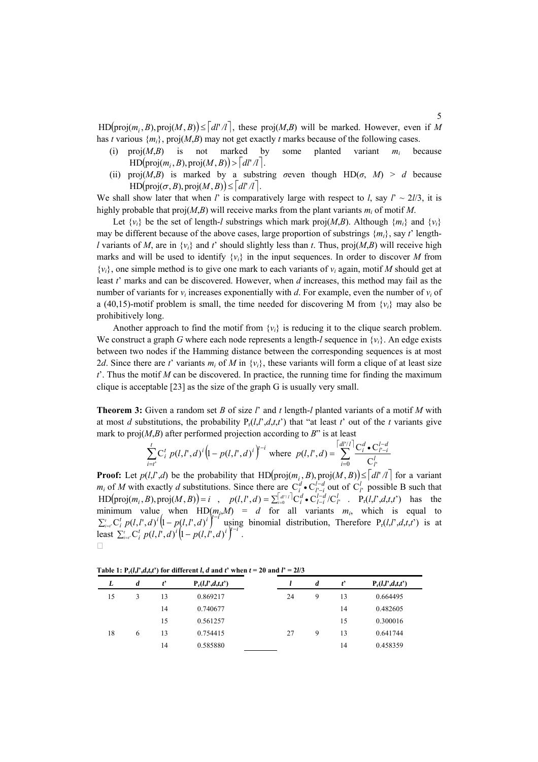$\mathrm{HD}(\mathrm{proj}(m_i, B), \mathrm{proj}(M, B)) \leq \lceil dl'/l \rceil$, these proj($M$,$B$) will be marked. However, even if $M$ has $t$ various $\{m_i\}$, proj($M$,$B$) may not get exactly $t$ marks because of the following cases.

- (i) proj($M$,$B$) is not marked by some planted variant $m_i$ because $\mathrm{HD}(\mathrm{proj}(m_i, B), \mathrm{proj}(M, B)) > \lceil dl'/l \rceil$.
- (ii) proj($M$,$B$) is marked by a substring $\sigma$ even though HD($\sigma$, $M$) > $d$ because $\mathrm{HD}(\mathrm{proj}(\sigma, B), \mathrm{proj}(M, B)) \leq \lceil dl'/l \rceil$.

We shall show later that when $l$' is comparatively large with respect to $l$, say $l' \sim 2l/3$, it is highly probable that proj($M$,$B$) will receive marks from the plant variants $m_i$ of motif $M$.

Let $\{v_i\}$ be the set of length-$l$ substrings which mark proj($M$,$B$). Although $\{m_i\}$ and $\{v_i\}$ may be different because of the above cases, large proportion of substrings $\{m_i\}$, say $t$' length-$l$ variants of $M$, are in $\{v_i\}$ and $t$' should slightly less than $t$. Thus, proj($M$,$B$) will receive high marks and will be used to identify $\{v_i\}$ in the input sequences. In order to discover $M$ from $\{v_i\}$, one simple method is to give one mark to each variants of $v_i$ again, motif $M$ should get at least $t$' marks and can be discovered. However, when $d$ increases, this method may fail as the number of variants for $v_i$ increases exponentially with $d$. For example, even the number of $v_i$ of a (40,15)-motif problem is small, the time needed for discovering M from $\{v_i\}$ may also be prohibitively long.

Another approach to find the motif from $\{v_i\}$ is reducing it to the clique search problem. We construct a graph $G$ where each node represents a length-$l$ sequence in $\{v_i\}$. An edge exists between two nodes if the Hamming distance between the corresponding sequences is at most $2d$. Since there are $t$' variants $m_i$ of $M$ in $\{v_i\}$, these variants will form a clique of at least size $t$'. Thus the motif $M$ can be discovered. In practice, the running time for finding the maximum clique is acceptable [23] as the size of the graph G is usually very small.

**Theorem 3:** Given a random set $B$ of size $l$' and $t$ length-$l$ planted variants of a motif $M$ with at most $d$ substitutions, the probability $P_r(l,l',d,t,t')$ that "at least $t$' out of the $t$ variants give mark to proj($M$,$B$) after performed projection according to $B$" is at least

$$\sum_{i=t'}^{t} C_i^t \; p(l,l',d)^i \left(1 - p(l,l',d)^i\right)^{t-i} \text{ where } p(l,l',d) = \sum_{i=0}^{\lceil dl'/l \rceil} \frac{C_i^d \bullet C_{l'-i}^{l-d}}{C_{l'}^{l}}$$

**Proof:** Let $p(l,l',d)$ be the probability that $\mathrm{HD}(\mathrm{proj}(m_i, B), \mathrm{proj}(M, B)) \leq \lceil dl'/l \rceil$ for a variant $m_i$ of $M$ with exactly $d$ substitutions. Since there are $C_i^d \bullet C_{l'-i}^{l-d}$ out of $C_{l'}^{l}$ possible B such that $\mathrm{HD}(\mathrm{proj}(m_i, B), \mathrm{proj}(M, B)) = i$ , $p(l,l',d) = \sum_{i=0}^{\lceil dl'/l \rceil} C_i^d \bullet C_{l-i}^{l-d} / C_{l'}^{l}$ . $P_r(l,l',d,t,t')$ has the minimum value when HD($m_i$,$M$) = $d$ for all variants $m_i$, which is equal to $\sum_{i=t'}^{t} C_i^t \; p(l,l',d)^i \left(1 - p(l,l',d)^i\right)^{t-i}$ using binomial distribution, Therefore $P_r(l,l',d,t,t')$ is at least $\sum_{i=t'}^{t} C_i^t \; p(l,l',d)^i \left(1 - p(l,l',d)^i\right)^{t-i}$.

□

**Table 1: $P_r(l,l',d,t,t')$ for different $l$, $d$ and $t$' when $t$ = 20 and $l$' = 2$l$/3**

| L | d | t' | $P_r(l,l',d,t,t')$ | l | d | t' | $P_r(l,l',d,t,t')$ |
|---|---|---|---|---|---|---|---|
| 15 | 3 | 13 | 0.869217 | 24 | 9 | 13 | 0.664495 |
| | | 14 | 0.740677 | | | 14 | 0.482605 |
| | | 15 | 0.561257 | | | 15 | 0.300016 |
| 18 | 6 | 13 | 0.754415 | 27 | 9 | 13 | 0.641744 |
| | | 14 | 0.585880 | | | 14 | 0.458359 |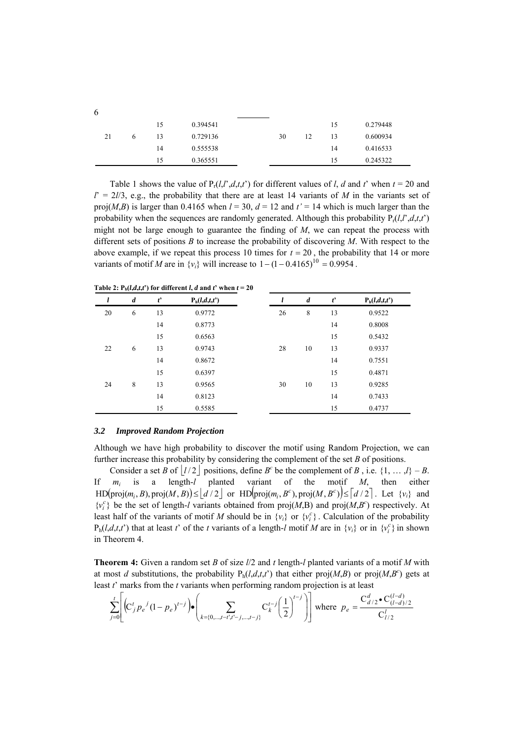| | | 15 | 0.394541 | | | | 15 | 0.279448 |
|---|---|---|---|---|---|---|---|---|
| 21 | 6 | 13 | 0.729136 | | 30 | 12 | 13 | 0.600934 |
| | | 14 | 0.555538 | | | | 14 | 0.416533 |
| | | 15 | 0.365551 | | | | 15 | 0.245322 |

Table 1 shows the value of $P_r(l,l',d,t,t')$ for different values of $l$, $d$ and $t'$ when $t = 20$ and $l' = 2l/3$, e.g., the probability that there are at least 14 variants of $M$ in the variants set of proj($M$,$B$) is larger than 0.4165 when $l = 30$, $d = 12$ and $t' = 14$ which is much larger than the probability when the sequences are randomly generated. Although this probability $P_r(l,l',d,t,t')$ might not be large enough to guarantee the finding of $M$, we can repeat the process with different sets of positions $B$ to increase the probability of discovering $M$. With respect to the above example, if we repeat this process 10 times for $t = 20$, the probability that 14 or more variants of motif $M$ are in $\{v_i\}$ will increase to $1-(1-0.4165)^{10} = 0.9954$.

**Table 2: $P_h(l,d,t,t')$ for different $l$, $d$ and $t'$ when $t = 20$**

| $l$ | $d$ | $t'$ | $P_h(l,d,t,t')$ | $l$ | $d$ | $t'$ | $P_h(l,d,t,t')$ |
|---|---|---|---|---|---|---|---|
| 20 | 6 | 13 | 0.9772 | 26 | 8 | 13 | 0.9522 |
| | | 14 | 0.8773 | | | 14 | 0.8008 |
| | | 15 | 0.6563 | | | 15 | 0.5432 |
| 22 | 6 | 13 | 0.9743 | 28 | 10 | 13 | 0.9337 |
| | | 14 | 0.8672 | | | 14 | 0.7551 |
| | | 15 | 0.6397 | | | 15 | 0.4871 |
| 24 | 8 | 13 | 0.9565 | 30 | 10 | 13 | 0.9285 |
| | | 14 | 0.8123 | | | 14 | 0.7433 |
| | | 15 | 0.5585 | | | 15 | 0.4737 |

### *3.2 Improved Random Projection*

Although we have high probability to discover the motif using Random Projection, we can further increase this probability by considering the complement of the set $B$ of positions.

Consider a set $B$ of $\lfloor l/2 \rfloor$ positions, define $B^c$ be the complement of $B$, i.e. $\{1, \ldots, l\} - B$. If $m_i$ is a length-$l$ planted variant of the motif $M$, then either $\mathrm{HD}(\mathrm{proj}(m_i, B), \mathrm{proj}(M, B)) \leq \lfloor d/2 \rfloor$ or $\mathrm{HD}(\mathrm{proj}(m_i, B^c), \mathrm{proj}(M, B^c)) \leq \lceil d/2 \rceil$. Let $\{v_i\}$ and $\{v_i^c\}$ be the set of length-$l$ variants obtained from proj($M$,B) and proj($M$,$B^c$) respectively. At least half of the variants of motif $M$ should be in $\{v_i\}$ or $\{v_i^c\}$. Calculation of the probability $P_h(l,d,t,t')$ that at least $t'$ of the $t$ variants of a length-$l$ motif $M$ are in $\{v_i\}$ or in $\{v_i^c\}$ in shown in Theorem 4.

**Theorem 4:** Given a random set $B$ of size $l/2$ and $t$ length-$l$ planted variants of a motif $M$ with at most $d$ substitutions, the probability $P_h(l,d,t,t')$ that either proj($M$,$B$) or proj($M$,$B^c$) gets at least $t'$ marks from the $t$ variants when performing random projection is at least

$$\sum_{j=0}^{t}\left[\left(\mathrm{C}_j^t p_e^{\,j}(1-p_e)^{t-j}\right)\bullet\left(\sum_{k=\{0,\ldots,t-t',t'-j,\ldots,t-j\}}\mathrm{C}_k^{t-j}\left(\frac{1}{2}\right)^{t-j}\right)\right] \text{ where } p_e = \frac{\mathrm{C}_{d/2}^{d}\bullet\mathrm{C}_{(l-d)/2}^{(l-d)}}{\mathrm{C}_{l/2}^{l}}$$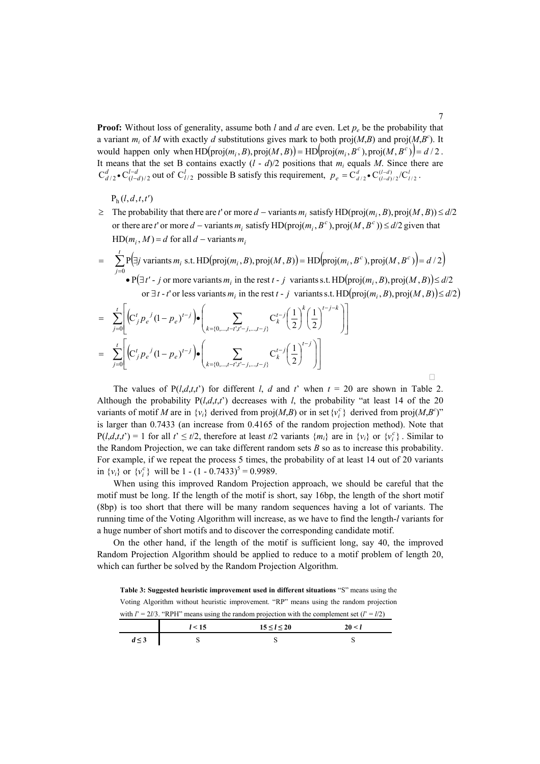**Proof:** Without loss of generality, assume both $l$ and $d$ are even. Let $p_e$ be the probability that a variant $m_i$ of $M$ with exactly $d$ substitutions gives mark to both proj($M$,$B$) and proj($M$,$B^c$). It would happen only when $\text{HD}(\text{proj}(m_i, B), \text{proj}(M, B)) = \text{HD}(\text{proj}(m_i, B^c), \text{proj}(M, B^c)) = d/2$. It means that the set B contains exactly $(l - d)/2$ positions that $m_i$ equals $M$. Since there are $C^d_{d/2} \bullet C^{l-d}_{(l-d)/2}$ out of $C^l_{l/2}$ possible B satisfy this requirement, $p_e = C^d_{d/2} \bullet C^{(l-d)}_{(l-d)/2} / C^l_{l/2}$.

$$
\begin{aligned}
&\text{P}_h(l, d, t, t') \\
\geq\ & \text{The probability that there are } t' \text{ or more } d-\text{variants } m_i \text{ satisfy } \text{HD}(\text{proj}(m_i, B), \text{proj}(M, B)) \leq d/2 \\
& \text{or there are } t' \text{ or more } d-\text{variants } m_i \text{ satisfy } \text{HD}(\text{proj}(m_i, B^c), \text{proj}(M, B^c)) \leq d/2 \text{ given that} \\
& \text{HD}(m_i, M) = d \text{ for all } d-\text{variants } m_i \\
=\ & \sum_{j=0}^{t} \text{P}\left(\exists j \text{ variants } m_i \text{ s.t. } \text{HD}(\text{proj}(m_i, B), \text{proj}(M, B)) = \text{HD}(\text{proj}(m_i, B^c), \text{proj}(M, B^c)) = d/2\right) \\
& \quad \bullet \text{P}\big(\exists t' - j \text{ or more variants } m_i \text{ in the rest } t - j \text{ variants s.t. } \text{HD}(\text{proj}(m_i, B), \text{proj}(M, B)) \leq d/2 \\
& \qquad \text{or } \exists t - t' \text{ or less variants } m_i \text{ in the rest } t - j \text{ variants s.t. } \text{HD}(\text{proj}(m_i, B), \text{proj}(M, B)) \leq d/2\big) \\
=\ & \sum_{j=0}^{t} \left[ \left( C^t_j p_e^{\,j} (1 - p_e)^{t-j} \right) \bullet \left( \sum_{k=\{0,\ldots,t-t',t'-j,\ldots,t-j\}} C^{t-j}_k \left(\frac{1}{2}\right)^k \left(\frac{1}{2}\right)^{t-j-k} \right) \right] \\
=\ & \sum_{j=0}^{t} \left[ \left( C^t_j p_e^{\,j} (1 - p_e)^{t-j} \right) \bullet \left( \sum_{k=\{0,\ldots,t-t',t'-j,\ldots,t-j\}} C^{t-j}_k \left(\frac{1}{2}\right)^{t-j} \right) \right]
\end{aligned}
$$

□

The values of P($l$,$d$,$t$,$t$') for different $l$, $d$ and $t$' when $t$ = 20 are shown in Table 2. Although the probability P($l$,$d$,$t$,$t$') decreases with $l$, the probability "at least 14 of the 20 variants of motif $M$ are in $\{v_i\}$ derived from proj($M$,$B$) or in set $\{v_i^c\}$ derived from proj($M$,$B^c$)" is larger than 0.7433 (an increase from 0.4165 of the random projection method). Note that P($l$,$d$,$t$,$t$') = 1 for all $t' \leq t/2$, therefore at least $t/2$ variants $\{m_i\}$ are in $\{v_i\}$ or $\{v_i^c\}$. Similar to the Random Projection, we can take different random sets $B$ so as to increase this probability. For example, if we repeat the process 5 times, the probability of at least 14 out of 20 variants in $\{v_i\}$ or $\{v_i^c\}$ will be $1 - (1 - 0.7433)^5 = 0.9989$.

When using this improved Random Projection approach, we should be careful that the motif must be long. If the length of the motif is short, say 16bp, the length of the short motif (8bp) is too short that there will be many random sequences having a lot of variants. The running time of the Voting Algorithm will increase, as we have to find the length-$l$ variants for a huge number of short motifs and to discover the corresponding candidate motif.

On the other hand, if the length of the motif is sufficient long, say 40, the improved Random Projection Algorithm should be applied to reduce to a motif problem of length 20, which can further be solved by the Random Projection Algorithm.

**Table 3: Suggested heuristic improvement used in different situations** "S" means using the Voting Algorithm without heuristic improvement. "RP" means using the random projection with $l' = 2l/3$. "RPH" means using the random projection with the complement set ($l' = l/2$)

| | $l < 15$ | $15 \leq l \leq 20$ | $20 < l$ |
|---|---|---|---|
| $d \leq 3$ | S | S | S |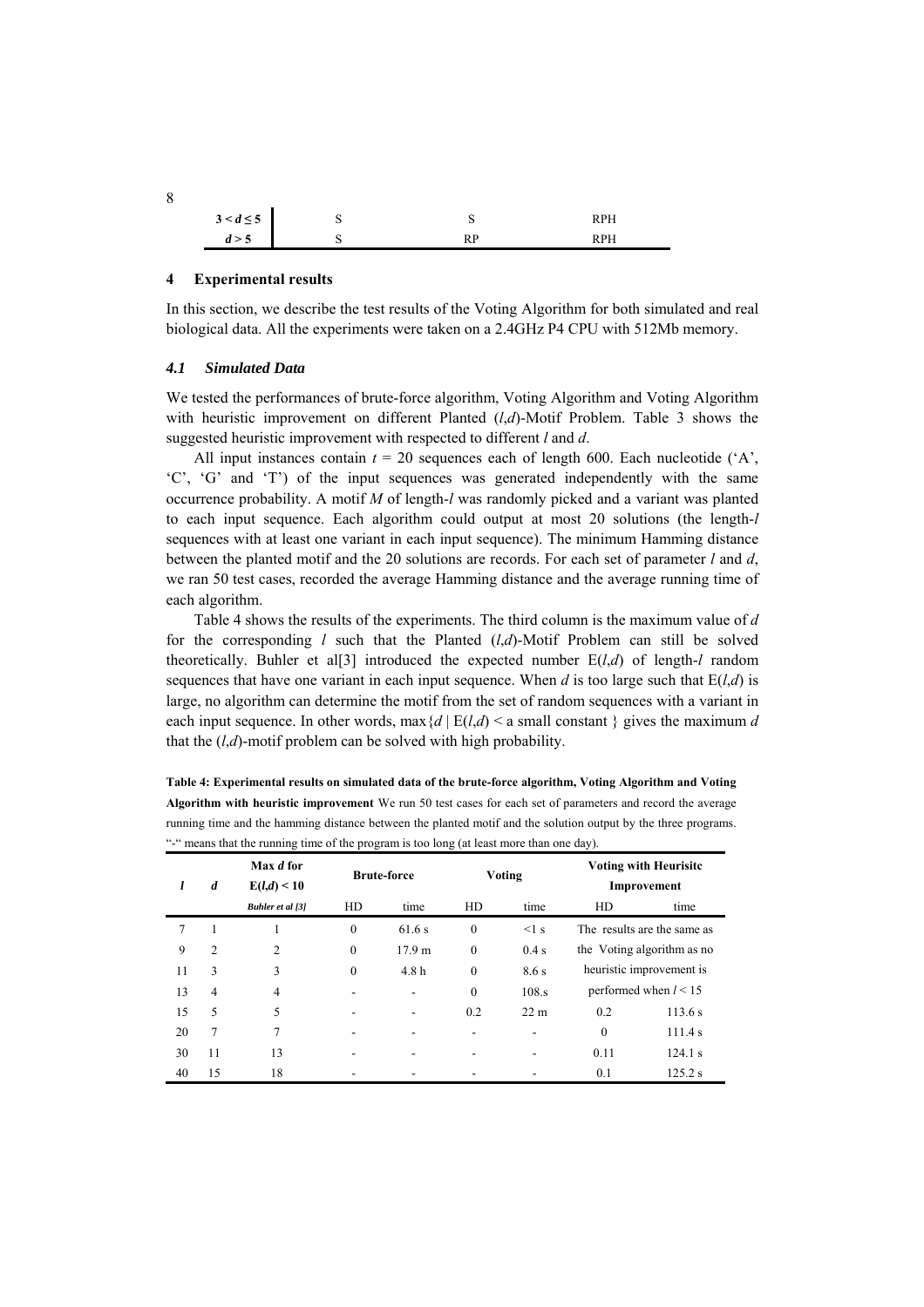| | | | |
|---|---|---|---|
| $3 < d \leq 5$ | S | S | RPH |
| $d > 5$ | S | RP | RPH |

## 4 Experimental results

In this section, we describe the test results of the Voting Algorithm for both simulated and real biological data. All the experiments were taken on a 2.4GHz P4 CPU with 512Mb memory.

### *4.1 Simulated Data*

We tested the performances of brute-force algorithm, Voting Algorithm and Voting Algorithm with heuristic improvement on different Planted ($l$,$d$)-Motif Problem. Table 3 shows the suggested heuristic improvement with respected to different $l$ and $d$.

All input instances contain $t = 20$ sequences each of length 600. Each nucleotide ('A', 'C', 'G' and 'T') of the input sequences was generated independently with the same occurrence probability. A motif $M$ of length-$l$ was randomly picked and a variant was planted to each input sequence. Each algorithm could output at most 20 solutions (the length-$l$ sequences with at least one variant in each input sequence). The minimum Hamming distance between the planted motif and the 20 solutions are records. For each set of parameter $l$ and $d$, we ran 50 test cases, recorded the average Hamming distance and the average running time of each algorithm.

Table 4 shows the results of the experiments. The third column is the maximum value of $d$ for the corresponding $l$ such that the Planted ($l$,$d$)-Motif Problem can still be solved theoretically. Buhler et al[3] introduced the expected number E($l$,$d$) of length-$l$ random sequences that have one variant in each input sequence. When $d$ is too large such that E($l$,$d$) is large, no algorithm can determine the motif from the set of random sequences with a variant in each input sequence. In other words, max{$d$ | E($l$,$d$) < a small constant } gives the maximum $d$ that the ($l$,$d$)-motif problem can be solved with high probability.

**Table 4: Experimental results on simulated data of the brute-force algorithm, Voting Algorithm and Voting Algorithm with heuristic improvement** We run 50 test cases for each set of parameters and record the average running time and the hamming distance between the planted motif and the solution output by the three programs. "-" means that the running time of the program is too long (at least more than one day).

| *l* | *d* | Max *d* for E($l$,$d$) < 10 | Brute-force | | Voting | | Voting with Heurisitc Improvement | |
|---|---|---|---|---|---|---|---|---|
| | | *Buhler et al [3]* | HD | time | HD | time | HD | time |
| 7 | 1 | 1 | 0 | 61.6 s | 0 | <1 s | The results are the same as the Voting algorithm as no heuristic improvement is performed when $l$ < 15 | |
| 9 | 2 | 2 | 0 | 17.9 m | 0 | 0.4 s | | |
| 11 | 3 | 3 | 0 | 4.8 h | 0 | 8.6 s | | |
| 13 | 4 | 4 | - | - | 0 | 108.s | | |
| 15 | 5 | 5 | - | - | 0.2 | 22 m | 0.2 | 113.6 s |
| 20 | 7 | 7 | - | - | - | - | 0 | 111.4 s |
| 30 | 11 | 13 | - | - | - | - | 0.11 | 124.1 s |
| 40 | 15 | 18 | - | - | - | - | 0.1 | 125.2 s |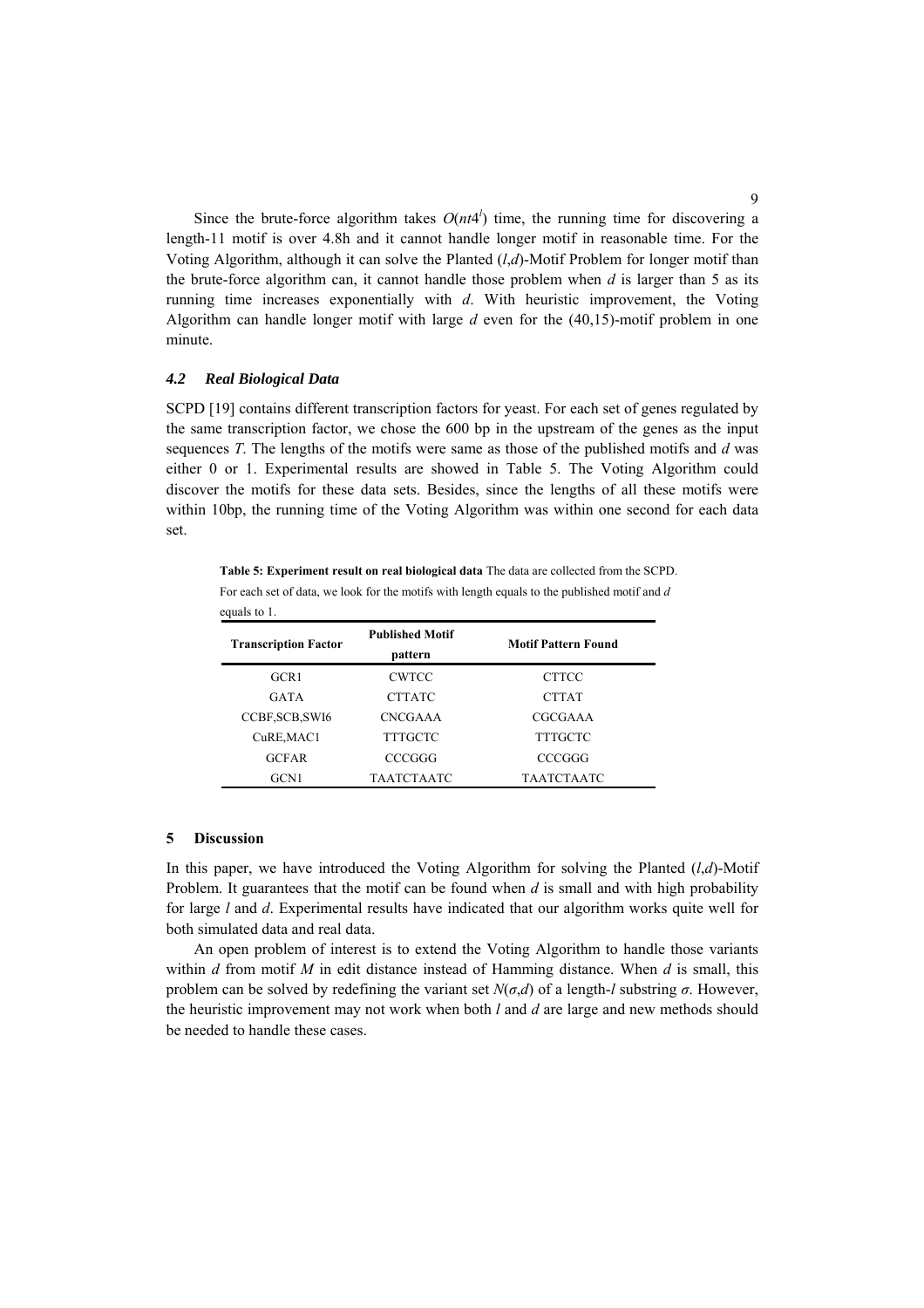Since the brute-force algorithm takes $O(nt4^l)$ time, the running time for discovering a length-11 motif is over 4.8h and it cannot handle longer motif in reasonable time. For the Voting Algorithm, although it can solve the Planted $(l,d)$-Motif Problem for longer motif than the brute-force algorithm can, it cannot handle those problem when $d$ is larger than 5 as its running time increases exponentially with $d$. With heuristic improvement, the Voting Algorithm can handle longer motif with large $d$ even for the (40,15)-motif problem in one minute.

### *4.2 Real Biological Data*

SCPD [19] contains different transcription factors for yeast. For each set of genes regulated by the same transcription factor, we chose the 600 bp in the upstream of the genes as the input sequences $T$. The lengths of the motifs were same as those of the published motifs and $d$ was either 0 or 1. Experimental results are showed in Table 5. The Voting Algorithm could discover the motifs for these data sets. Besides, since the lengths of all these motifs were within 10bp, the running time of the Voting Algorithm was within one second for each data set.

**Table 5: Experiment result on real biological data** The data are collected from the SCPD. For each set of data, we look for the motifs with length equals to the published motif and $d$ equals to 1.

| Transcription Factor | Published Motif pattern | Motif Pattern Found |
|---|---|---|
| GCR1 | CWTCC | CTTCC |
| GATA | CTTATC | CTTAT |
| CCBF,SCB,SWI6 | CNCGAAA | CGCGAAA |
| CuRE,MAC1 | TTTGCTC | TTTGCTC |
| GCFAR | CCCGGG | CCCGGG |
| GCN1 | TAATCTAATC | TAATCTAATC |

## 5 Discussion

In this paper, we have introduced the Voting Algorithm for solving the Planted $(l,d)$-Motif Problem. It guarantees that the motif can be found when $d$ is small and with high probability for large $l$ and $d$. Experimental results have indicated that our algorithm works quite well for both simulated data and real data.

An open problem of interest is to extend the Voting Algorithm to handle those variants within $d$ from motif $M$ in edit distance instead of Hamming distance. When $d$ is small, this problem can be solved by redefining the variant set $N(\sigma,d)$ of a length-$l$ substring $\sigma$. However, the heuristic improvement may not work when both $l$ and $d$ are large and new methods should be needed to handle these cases.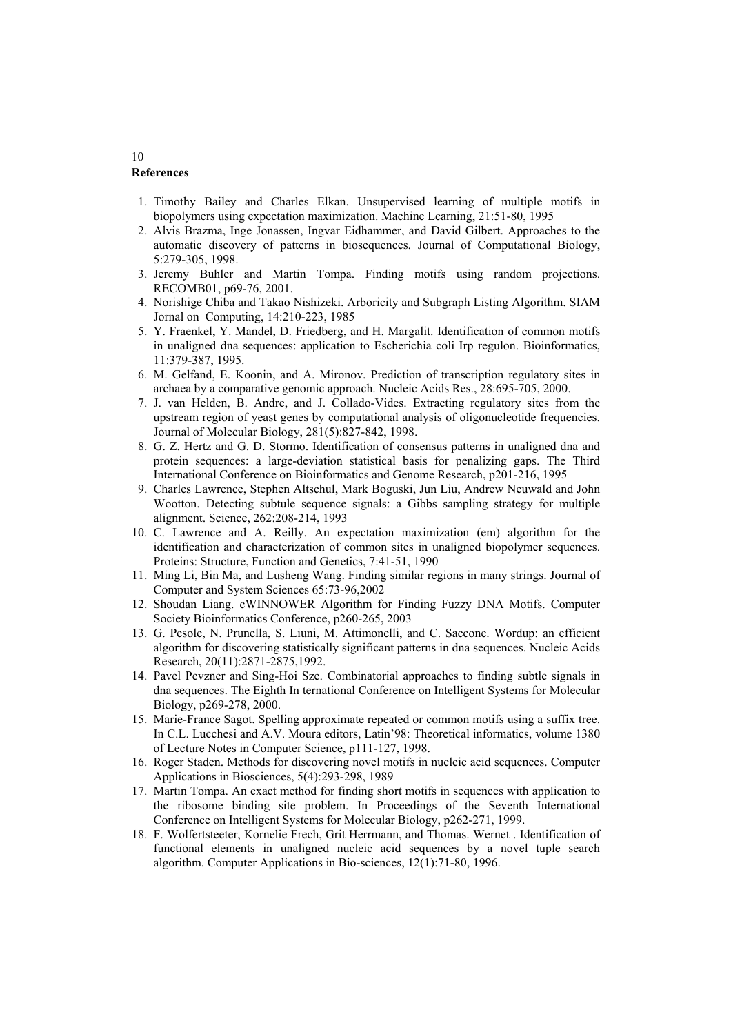## References

1. Timothy Bailey and Charles Elkan. Unsupervised learning of multiple motifs in biopolymers using expectation maximization. Machine Learning, 21:51-80, 1995
2. Alvis Brazma, Inge Jonassen, Ingvar Eidhammer, and David Gilbert. Approaches to the automatic discovery of patterns in biosequences. Journal of Computational Biology, 5:279-305, 1998.
3. Jeremy Buhler and Martin Tompa. Finding motifs using random projections. RECOMB01, p69-76, 2001.
4. Norishige Chiba and Takao Nishizeki. Arboricity and Subgraph Listing Algorithm. SIAM Jornal on Computing, 14:210-223, 1985
5. Y. Fraenkel, Y. Mandel, D. Friedberg, and H. Margalit. Identification of common motifs in unaligned dna sequences: application to Escherichia coli Irp regulon. Bioinformatics, 11:379-387, 1995.
6. M. Gelfand, E. Koonin, and A. Mironov. Prediction of transcription regulatory sites in archaea by a comparative genomic approach. Nucleic Acids Res., 28:695-705, 2000.
7. J. van Helden, B. Andre, and J. Collado-Vides. Extracting regulatory sites from the upstream region of yeast genes by computational analysis of oligonucleotide frequencies. Journal of Molecular Biology, 281(5):827-842, 1998.
8. G. Z. Hertz and G. D. Stormo. Identification of consensus patterns in unaligned dna and protein sequences: a large-deviation statistical basis for penalizing gaps. The Third International Conference on Bioinformatics and Genome Research, p201-216, 1995
9. Charles Lawrence, Stephen Altschul, Mark Boguski, Jun Liu, Andrew Neuwald and John Wootton. Detecting subtule sequence signals: a Gibbs sampling strategy for multiple alignment. Science, 262:208-214, 1993
10. C. Lawrence and A. Reilly. An expectation maximization (em) algorithm for the identification and characterization of common sites in unaligned biopolymer sequences. Proteins: Structure, Function and Genetics, 7:41-51, 1990
11. Ming Li, Bin Ma, and Lusheng Wang. Finding similar regions in many strings. Journal of Computer and System Sciences 65:73-96,2002
12. Shoudan Liang. cWINNOWER Algorithm for Finding Fuzzy DNA Motifs. Computer Society Bioinformatics Conference, p260-265, 2003
13. G. Pesole, N. Prunella, S. Liuni, M. Attimonelli, and C. Saccone. Wordup: an efficient algorithm for discovering statistically significant patterns in dna sequences. Nucleic Acids Research, 20(11):2871-2875,1992.
14. Pavel Pevzner and Sing-Hoi Sze. Combinatorial approaches to finding subtle signals in dna sequences. The Eighth In ternational Conference on Intelligent Systems for Molecular Biology, p269-278, 2000.
15. Marie-France Sagot. Spelling approximate repeated or common motifs using a suffix tree. In C.L. Lucchesi and A.V. Moura editors, Latin'98: Theoretical informatics, volume 1380 of Lecture Notes in Computer Science, p111-127, 1998.
16. Roger Staden. Methods for discovering novel motifs in nucleic acid sequences. Computer Applications in Biosciences, 5(4):293-298, 1989
17. Martin Tompa. An exact method for finding short motifs in sequences with application to the ribosome binding site problem. In Proceedings of the Seventh International Conference on Intelligent Systems for Molecular Biology, p262-271, 1999.
18. F. Wolfertsteeter, Kornelie Frech, Grit Herrmann, and Thomas. Wernet . Identification of functional elements in unaligned nucleic acid sequences by a novel tuple search algorithm. Computer Applications in Bio-sciences, 12(1):71-80, 1996.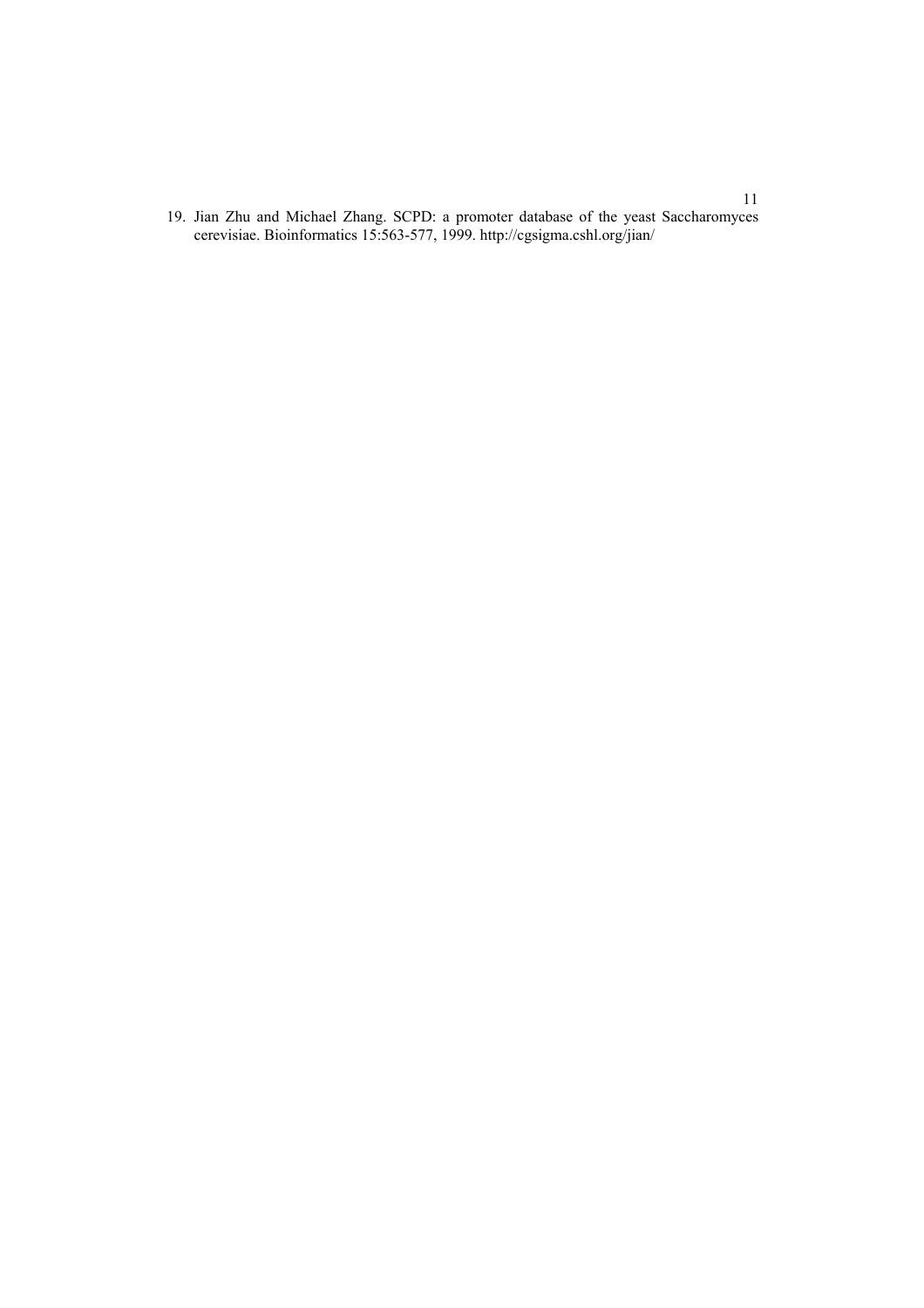19. Jian Zhu and Michael Zhang. SCPD: a promoter database of the yeast Saccharomyces cerevisiae. Bioinformatics 15:563-577, 1999. http://cgsigma.cshl.org/jian/